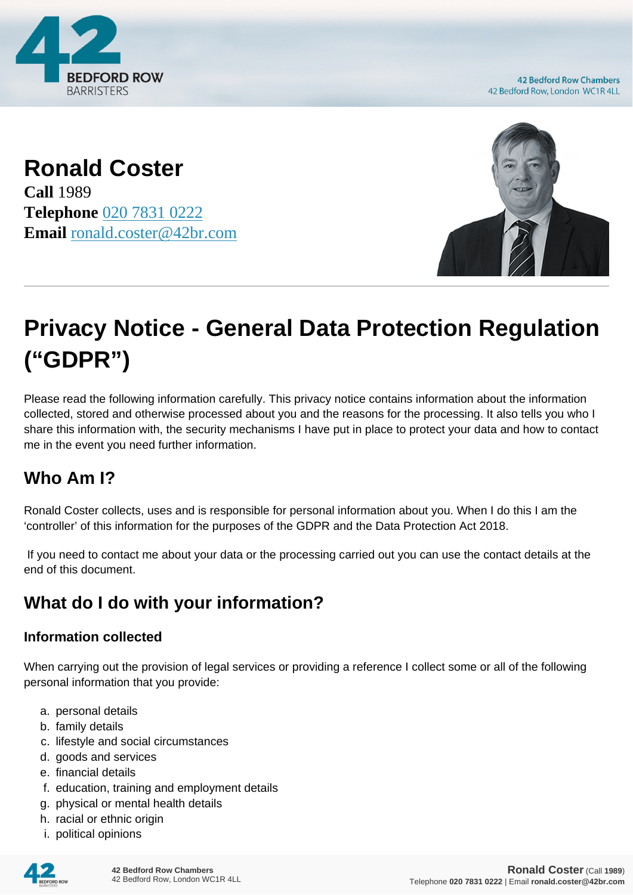# Ronald Coster

**Call** 1989
**Telephone** 020 7831 0222
**Email** ronald.coster@42br.com

# Privacy Notice - General Data Protection Regulation ("GDPR")

Please read the following information carefully. This privacy notice contains information about the information collected, stored and otherwise processed about you and the reasons for the processing. It also tells you who I share this information with, the security mechanisms I have put in place to protect your data and how to contact me in the event you need further information.

## Who Am I?

Ronald Coster collects, uses and is responsible for personal information about you. When I do this I am the 'controller' of this information for the purposes of the GDPR and the Data Protection Act 2018.

If you need to contact me about your data or the processing carried out you can use the contact details at the end of this document.

## What do I do with your information?

### Information collected

When carrying out the provision of legal services or providing a reference I collect some or all of the following personal information that you provide:

a. personal details
b. family details
c. lifestyle and social circumstances
d. goods and services
e. financial details
f. education, training and employment details
g. physical or mental health details
h. racial or ethnic origin
i. political opinions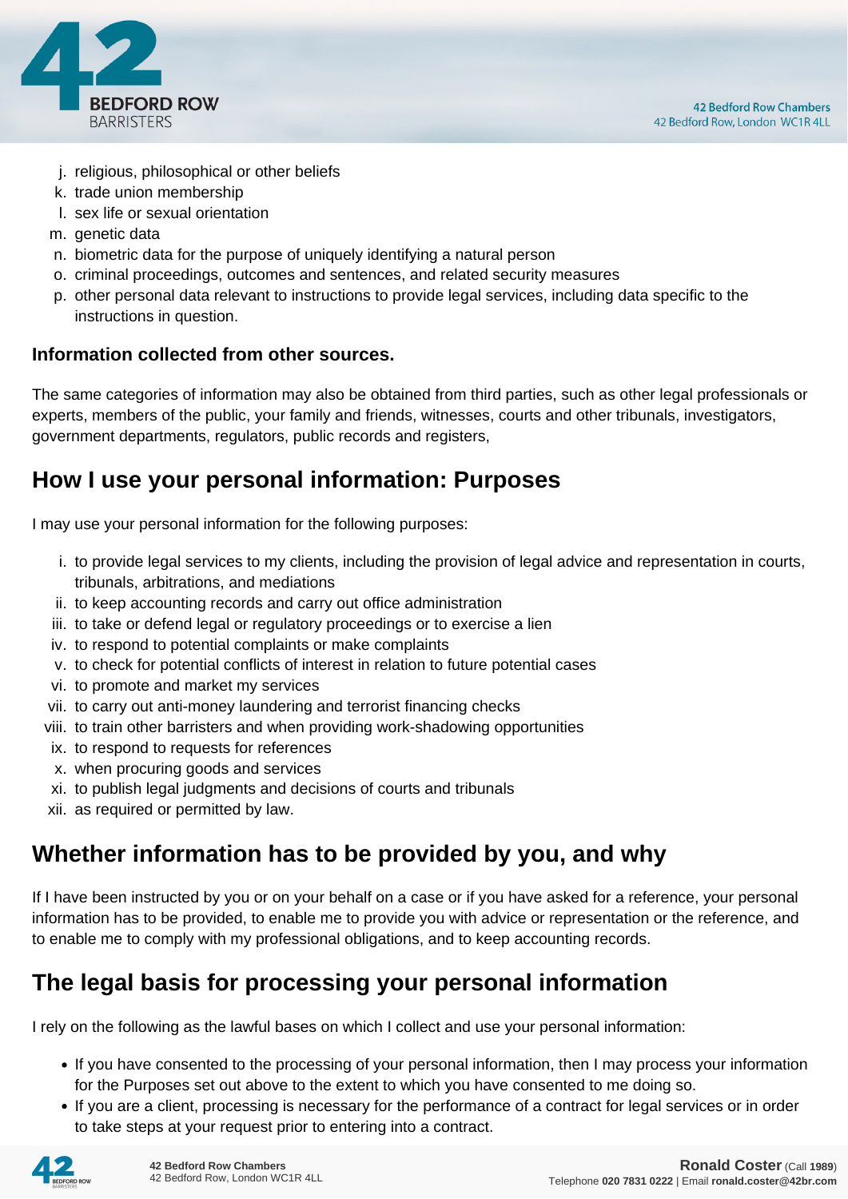j. religious, philosophical or other beliefs
k. trade union membership
l. sex life or sexual orientation
m. genetic data
n. biometric data for the purpose of uniquely identifying a natural person
o. criminal proceedings, outcomes and sentences, and related security measures
p. other personal data relevant to instructions to provide legal services, including data specific to the instructions in question.

**Information collected from other sources.**

The same categories of information may also be obtained from third parties, such as other legal professionals or experts, members of the public, your family and friends, witnesses, courts and other tribunals, investigators, government departments, regulators, public records and registers,

## How I use your personal information: Purposes

I may use your personal information for the following purposes:

i. to provide legal services to my clients, including the provision of legal advice and representation in courts, tribunals, arbitrations, and mediations
ii. to keep accounting records and carry out office administration
iii. to take or defend legal or regulatory proceedings or to exercise a lien
iv. to respond to potential complaints or make complaints
v. to check for potential conflicts of interest in relation to future potential cases
vi. to promote and market my services
vii. to carry out anti-money laundering and terrorist financing checks
viii. to train other barristers and when providing work-shadowing opportunities
ix. to respond to requests for references
x. when procuring goods and services
xi. to publish legal judgments and decisions of courts and tribunals
xii. as required or permitted by law.

## Whether information has to be provided by you, and why

If I have been instructed by you or on your behalf on a case or if you have asked for a reference, your personal information has to be provided, to enable me to provide you with advice or representation or the reference, and to enable me to comply with my professional obligations, and to keep accounting records.

## The legal basis for processing your personal information

I rely on the following as the lawful bases on which I collect and use your personal information:

- If you have consented to the processing of your personal information, then I may process your information for the Purposes set out above to the extent to which you have consented to me doing so.
- If you are a client, processing is necessary for the performance of a contract for legal services or in order to take steps at your request prior to entering into a contract.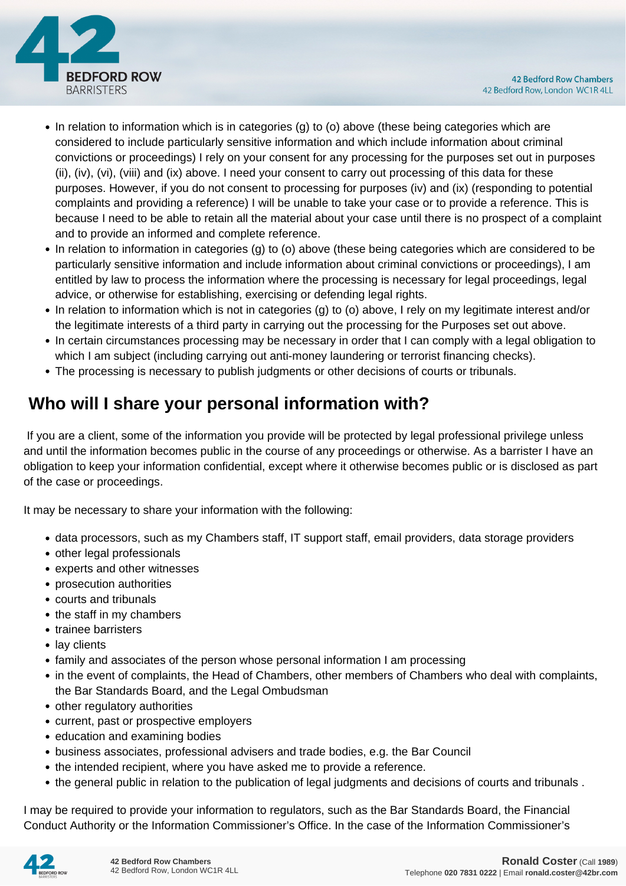- In relation to information which is in categories (g) to (o) above (these being categories which are considered to include particularly sensitive information and which include information about criminal convictions or proceedings) I rely on your consent for any processing for the purposes set out in purposes (ii), (iv), (vi), (viii) and (ix) above. I need your consent to carry out processing of this data for these purposes. However, if you do not consent to processing for purposes (iv) and (ix) (responding to potential complaints and providing a reference) I will be unable to take your case or to provide a reference. This is because I need to be able to retain all the material about your case until there is no prospect of a complaint and to provide an informed and complete reference.
- In relation to information in categories (g) to (o) above (these being categories which are considered to be particularly sensitive information and include information about criminal convictions or proceedings), I am entitled by law to process the information where the processing is necessary for legal proceedings, legal advice, or otherwise for establishing, exercising or defending legal rights.
- In relation to information which is not in categories (g) to (o) above, I rely on my legitimate interest and/or the legitimate interests of a third party in carrying out the processing for the Purposes set out above.
- In certain circumstances processing may be necessary in order that I can comply with a legal obligation to which I am subject (including carrying out anti-money laundering or terrorist financing checks).
- The processing is necessary to publish judgments or other decisions of courts or tribunals.

## Who will I share your personal information with?

If you are a client, some of the information you provide will be protected by legal professional privilege unless and until the information becomes public in the course of any proceedings or otherwise. As a barrister I have an obligation to keep your information confidential, except where it otherwise becomes public or is disclosed as part of the case or proceedings.

It may be necessary to share your information with the following:

- data processors, such as my Chambers staff, IT support staff, email providers, data storage providers
- other legal professionals
- experts and other witnesses
- prosecution authorities
- courts and tribunals
- the staff in my chambers
- trainee barristers
- lay clients
- family and associates of the person whose personal information I am processing
- in the event of complaints, the Head of Chambers, other members of Chambers who deal with complaints, the Bar Standards Board, and the Legal Ombudsman
- other regulatory authorities
- current, past or prospective employers
- education and examining bodies
- business associates, professional advisers and trade bodies, e.g. the Bar Council
- the intended recipient, where you have asked me to provide a reference.
- the general public in relation to the publication of legal judgments and decisions of courts and tribunals .

I may be required to provide your information to regulators, such as the Bar Standards Board, the Financial Conduct Authority or the Information Commissioner's Office. In the case of the Information Commissioner's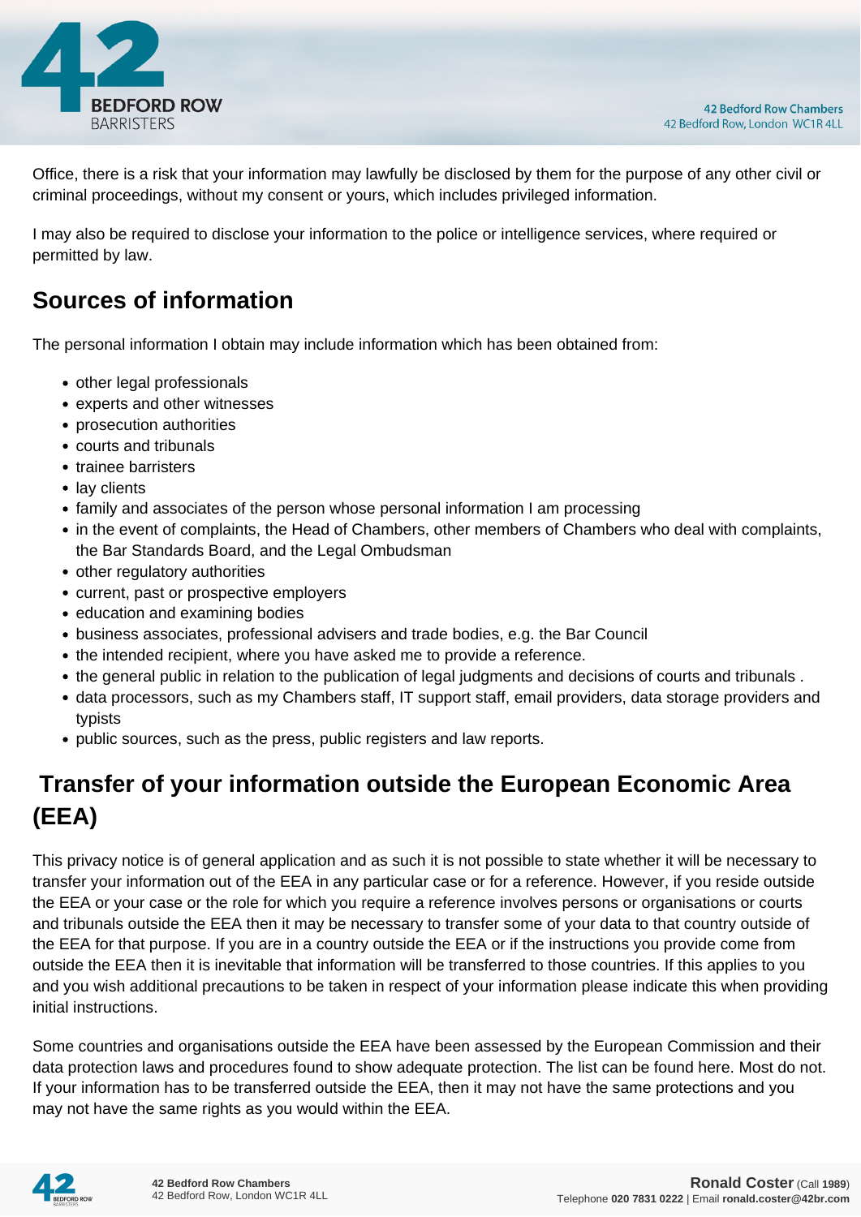Office, there is a risk that your information may lawfully be disclosed by them for the purpose of any other civil or criminal proceedings, without my consent or yours, which includes privileged information.

I may also be required to disclose your information to the police or intelligence services, where required or permitted by law.

## Sources of information

The personal information I obtain may include information which has been obtained from:

- other legal professionals
- experts and other witnesses
- prosecution authorities
- courts and tribunals
- trainee barristers
- lay clients
- family and associates of the person whose personal information I am processing
- in the event of complaints, the Head of Chambers, other members of Chambers who deal with complaints, the Bar Standards Board, and the Legal Ombudsman
- other regulatory authorities
- current, past or prospective employers
- education and examining bodies
- business associates, professional advisers and trade bodies, e.g. the Bar Council
- the intended recipient, where you have asked me to provide a reference.
- the general public in relation to the publication of legal judgments and decisions of courts and tribunals .
- data processors, such as my Chambers staff, IT support staff, email providers, data storage providers and typists
- public sources, such as the press, public registers and law reports.

## Transfer of your information outside the European Economic Area (EEA)

This privacy notice is of general application and as such it is not possible to state whether it will be necessary to transfer your information out of the EEA in any particular case or for a reference. However, if you reside outside the EEA or your case or the role for which you require a reference involves persons or organisations or courts and tribunals outside the EEA then it may be necessary to transfer some of your data to that country outside of the EEA for that purpose. If you are in a country outside the EEA or if the instructions you provide come from outside the EEA then it is inevitable that information will be transferred to those countries. If this applies to you and you wish additional precautions to be taken in respect of your information please indicate this when providing initial instructions.

Some countries and organisations outside the EEA have been assessed by the European Commission and their data protection laws and procedures found to show adequate protection. The list can be found here. Most do not. If your information has to be transferred outside the EEA, then it may not have the same protections and you may not have the same rights as you would within the EEA.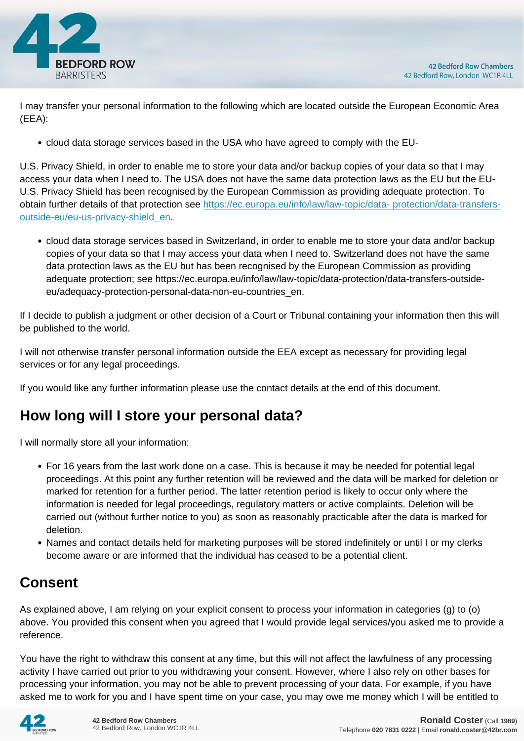I may transfer your personal information to the following which are located outside the European Economic Area (EEA):

- cloud data storage services based in the USA who have agreed to comply with the EU-

U.S. Privacy Shield, in order to enable me to store your data and/or backup copies of your data so that I may access your data when I need to. The USA does not have the same data protection laws as the EU but the EU-U.S. Privacy Shield has been recognised by the European Commission as providing adequate protection. To obtain further details of that protection see [https://ec.europa.eu/info/law/law-topic/data- protection/data-transfers-outside-eu/eu-us-privacy-shield_en](https://ec.europa.eu/info/law/law-topic/data-protection/data-transfers-outside-eu/eu-us-privacy-shield_en).

- cloud data storage services based in Switzerland, in order to enable me to store your data and/or backup copies of your data so that I may access your data when I need to. Switzerland does not have the same data protection laws as the EU but has been recognised by the European Commission as providing adequate protection; see https://ec.europa.eu/info/law/law-topic/data-protection/data-transfers-outside-eu/adequacy-protection-personal-data-non-eu-countries_en.

If I decide to publish a judgment or other decision of a Court or Tribunal containing your information then this will be published to the world.

I will not otherwise transfer personal information outside the EEA except as necessary for providing legal services or for any legal proceedings.

If you would like any further information please use the contact details at the end of this document.

## How long will I store your personal data?

I will normally store all your information:

- For 16 years from the last work done on a case. This is because it may be needed for potential legal proceedings. At this point any further retention will be reviewed and the data will be marked for deletion or marked for retention for a further period. The latter retention period is likely to occur only where the information is needed for legal proceedings, regulatory matters or active complaints. Deletion will be carried out (without further notice to you) as soon as reasonably practicable after the data is marked for deletion.
- Names and contact details held for marketing purposes will be stored indefinitely or until I or my clerks become aware or are informed that the individual has ceased to be a potential client.

## Consent

As explained above, I am relying on your explicit consent to process your information in categories (g) to (o) above. You provided this consent when you agreed that I would provide legal services/you asked me to provide a reference.

You have the right to withdraw this consent at any time, but this will not affect the lawfulness of any processing activity I have carried out prior to you withdrawing your consent. However, where I also rely on other bases for processing your information, you may not be able to prevent processing of your data. For example, if you have asked me to work for you and I have spent time on your case, you may owe me money which I will be entitled to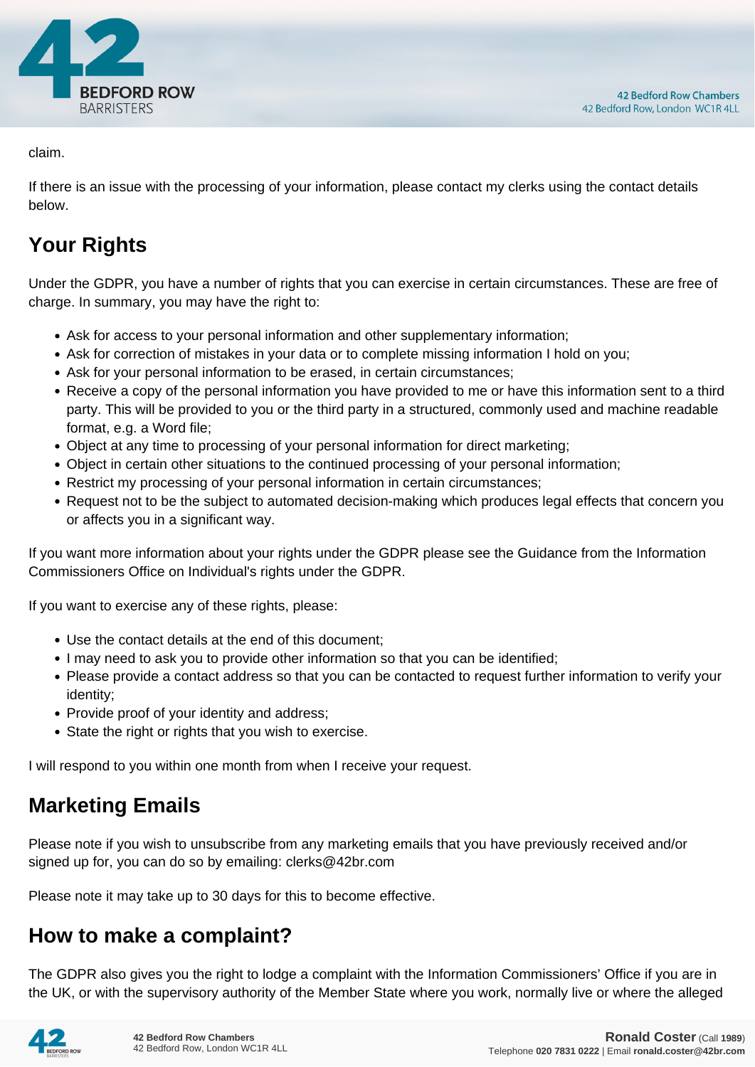claim.

If there is an issue with the processing of your information, please contact my clerks using the contact details below.

## Your Rights

Under the GDPR, you have a number of rights that you can exercise in certain circumstances. These are free of charge. In summary, you may have the right to:

- Ask for access to your personal information and other supplementary information;
- Ask for correction of mistakes in your data or to complete missing information I hold on you;
- Ask for your personal information to be erased, in certain circumstances;
- Receive a copy of the personal information you have provided to me or have this information sent to a third party. This will be provided to you or the third party in a structured, commonly used and machine readable format, e.g. a Word file;
- Object at any time to processing of your personal information for direct marketing;
- Object in certain other situations to the continued processing of your personal information;
- Restrict my processing of your personal information in certain circumstances;
- Request not to be the subject to automated decision-making which produces legal effects that concern you or affects you in a significant way.

If you want more information about your rights under the GDPR please see the Guidance from the Information Commissioners Office on Individual's rights under the GDPR.

If you want to exercise any of these rights, please:

- Use the contact details at the end of this document;
- I may need to ask you to provide other information so that you can be identified;
- Please provide a contact address so that you can be contacted to request further information to verify your identity;
- Provide proof of your identity and address;
- State the right or rights that you wish to exercise.

I will respond to you within one month from when I receive your request.

## Marketing Emails

Please note if you wish to unsubscribe from any marketing emails that you have previously received and/or signed up for, you can do so by emailing: clerks@42br.com

Please note it may take up to 30 days for this to become effective.

## How to make a complaint?

The GDPR also gives you the right to lodge a complaint with the Information Commissioners' Office if you are in the UK, or with the supervisory authority of the Member State where you work, normally live or where the alleged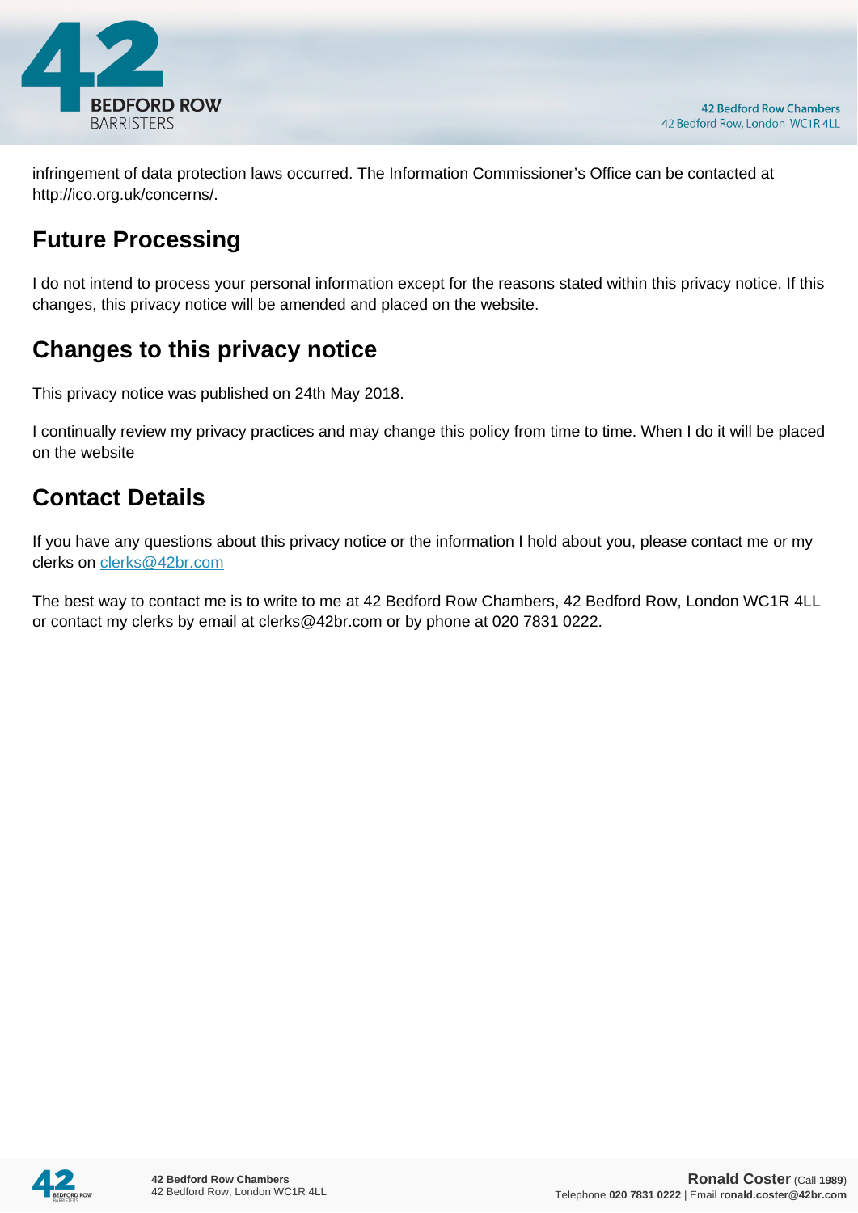infringement of data protection laws occurred. The Information Commissioner's Office can be contacted at http://ico.org.uk/concerns/.

## Future Processing

I do not intend to process your personal information except for the reasons stated within this privacy notice. If this changes, this privacy notice will be amended and placed on the website.

## Changes to this privacy notice

This privacy notice was published on 24th May 2018.

I continually review my privacy practices and may change this policy from time to time. When I do it will be placed on the website

## Contact Details

If you have any questions about this privacy notice or the information I hold about you, please contact me or my clerks on clerks@42br.com

The best way to contact me is to write to me at 42 Bedford Row Chambers, 42 Bedford Row, London WC1R 4LL or contact my clerks by email at clerks@42br.com or by phone at 020 7831 0222.